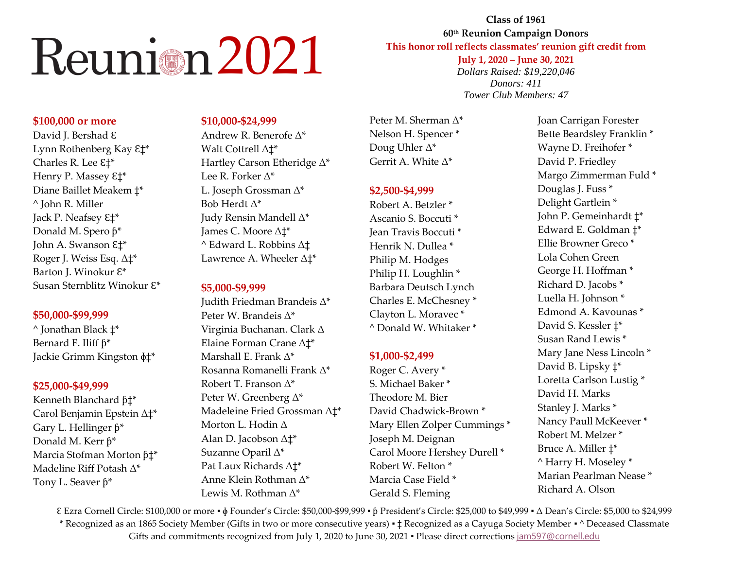# Reunion 2021

**Class of 1961**
**60th Reunion Campaign Donors**
**This honor roll reflects classmates' reunion gift credit from**
**July 1, 2020 – June 30, 2021**
*Dollars Raised: $19,220,046*
*Donors: 411*
*Tower Club Members: 47*

### $100,000 or more

David J. Bershad Ɛ
Lynn Rothenberg Kay Ɛ‡*
Charles R. Lee Ɛ‡*
Henry P. Massey Ɛ‡*
Diane Baillet Meakem ‡*
^ John R. Miller
Jack P. Neafsey Ɛ‡*
Donald M. Spero ϸ*
John A. Swanson Ɛ‡*
Roger J. Weiss Esq. Δ‡*
Barton J. Winokur Ɛ*
Susan Sternblitz Winokur Ɛ*

### $50,000-$99,999

^ Jonathan Black ‡*
Bernard F. Iliff ϸ*
Jackie Grimm Kingston ɸ‡*

### $25,000-$49,999

Kenneth Blanchard ϸ‡*
Carol Benjamin Epstein Δ‡*
Gary L. Hellinger ϸ*
Donald M. Kerr ϸ*
Marcia Stofman Morton ϸ‡*
Madeline Riff Potash Δ*
Tony L. Seaver ϸ*

### $10,000-$24,999

Andrew R. Benerofe Δ*
Walt Cottrell Δ‡*
Hartley Carson Etheridge Δ*
Lee R. Forker Δ*
L. Joseph Grossman Δ*
Bob Herdt Δ*
Judy Rensin Mandell Δ*
James C. Moore Δ‡*
^ Edward L. Robbins Δ‡
Lawrence A. Wheeler Δ‡*

### $5,000-$9,999

Judith Friedman Brandeis Δ*
Peter W. Brandeis Δ*
Virginia Buchanan. Clark Δ
Elaine Forman Crane Δ‡*
Marshall E. Frank Δ*
Rosanna Romanelli Frank Δ*
Robert T. Franson Δ*
Peter W. Greenberg Δ*
Madeleine Fried Grossman Δ‡*
Morton L. Hodin Δ
Alan D. Jacobson Δ‡*
Suzanne Oparil Δ*
Pat Laux Richards Δ‡*
Anne Klein Rothman Δ*
Lewis M. Rothman Δ*
Peter M. Sherman Δ*
Nelson H. Spencer *
Doug Uhler Δ*
Gerrit A. White Δ*

### $2,500-$4,999

Robert A. Betzler *
Ascanio S. Boccuti *
Jean Travis Boccuti *
Henrik N. Dullea *
Philip M. Hodges
Philip H. Loughlin *
Barbara Deutsch Lynch
Charles E. McChesney *
Clayton L. Moravec *
^ Donald W. Whitaker *

### $1,000-$2,499

Roger C. Avery *
S. Michael Baker *
Theodore M. Bier
David Chadwick-Brown *
Mary Ellen Zolper Cummings *
Joseph M. Deignan
Carol Moore Hershey Durell *
Robert W. Felton *
Marcia Case Field *
Gerald S. Fleming
Joan Carrigan Forester
Bette Beardsley Franklin *
Wayne D. Freihofer *
David P. Friedley
Margo Zimmerman Fuld *
Douglas J. Fuss *
Delight Gartlein *
John P. Gemeinhardt ‡*
Edward E. Goldman ‡*
Ellie Browner Greco *
Lola Cohen Green
George H. Hoffman *
Richard D. Jacobs *
Luella H. Johnson *
Edmond A. Kavounas *
David S. Kessler ‡*
Susan Rand Lewis *
Mary Jane Ness Lincoln *
David B. Lipsky ‡*
Loretta Carlson Lustig *
David H. Marks
Stanley J. Marks *
Nancy Paull McKeever *
Robert M. Melzer *
Bruce A. Miller ‡*
^ Harry H. Moseley *
Marian Pearlman Nease *
Richard A. Olson

Ɛ Ezra Cornell Circle: $100,000 or more ▪ ɸ Founder's Circle: $50,000-$99,999 ▪ ϸ President's Circle: $25,000 to $49,999 ▪ Δ Dean's Circle: $5,000 to $24,999
* Recognized as an 1865 Society Member (Gifts in two or more consecutive years) ▪ ‡ Recognized as a Cayuga Society Member ▪ ^ Deceased Classmate
Gifts and commitments recognized from July 1, 2020 to June 30, 2021 ▪ Please direct corrections jam597@cornell.edu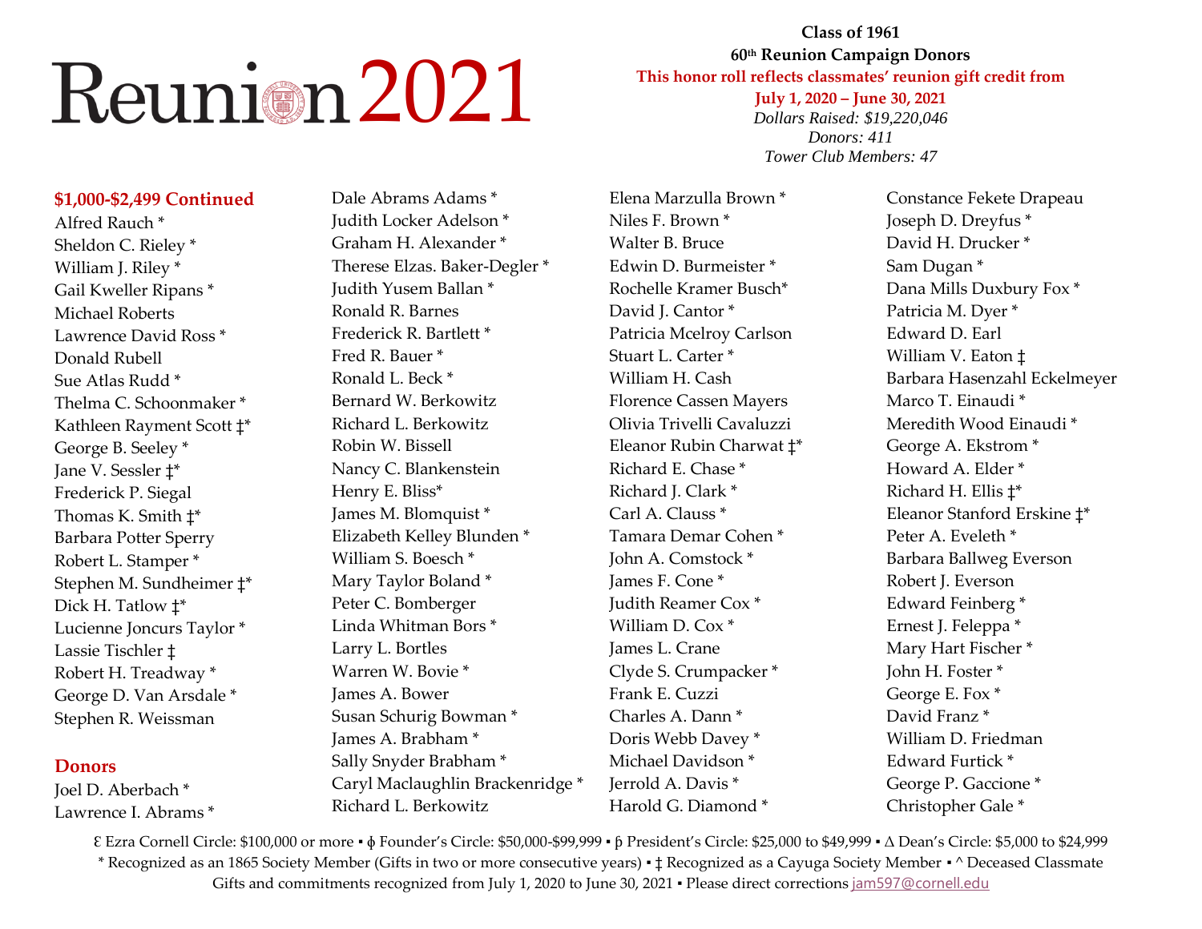# Reunion 2021

**Class of 1961**
**60th Reunion Campaign Donors**
**This honor roll reflects classmates' reunion gift credit from July 1, 2020 – June 30, 2021**
*Dollars Raised: $19,220,046*
*Donors: 411*
*Tower Club Members: 47*

## $1,000-$2,499 Continued

Alfred Rauch *
Sheldon C. Rieley *
William J. Riley *
Gail Kweller Ripans *
Michael Roberts
Lawrence David Ross *
Donald Rubell
Sue Atlas Rudd *
Thelma C. Schoonmaker *
Kathleen Rayment Scott ‡*
George B. Seeley *
Jane V. Sessler ‡*
Frederick P. Siegal
Thomas K. Smith ‡*
Barbara Potter Sperry
Robert L. Stamper *
Stephen M. Sundheimer ‡*
Dick H. Tatlow ‡*
Lucienne Joncurs Taylor *
Lassie Tischler ‡
Robert H. Treadway *
George D. Van Arsdale *
Stephen R. Weissman

## Donors

Joel D. Aberbach *
Lawrence I. Abrams *
Dale Abrams Adams *
Judith Locker Adelson *
Graham H. Alexander *
Therese Elzas. Baker-Degler *
Judith Yusem Ballan *
Ronald R. Barnes
Frederick R. Bartlett *
Fred R. Bauer *
Ronald L. Beck *
Bernard W. Berkowitz
Richard L. Berkowitz
Robin W. Bissell
Nancy C. Blankenstein
Henry E. Bliss*
James M. Blomquist *
Elizabeth Kelley Blunden *
William S. Boesch *
Mary Taylor Boland *
Peter C. Bomberger
Linda Whitman Bors *
Larry L. Bortles
Warren W. Bovie *
James A. Bower
Susan Schurig Bowman *
James A. Brabham *
Sally Snyder Brabham *
Caryl Maclaughlin Brackenridge *
Richard L. Berkowitz
Elena Marzulla Brown *
Niles F. Brown *
Walter B. Bruce
Edwin D. Burmeister *
Rochelle Kramer Busch*
David J. Cantor *
Patricia Mcelroy Carlson
Stuart L. Carter *
William H. Cash
Florence Cassen Mayers
Olivia Trivelli Cavaluzzi
Eleanor Rubin Charwat ‡*
Richard E. Chase *
Richard J. Clark *
Carl A. Clauss *
Tamara Demar Cohen *
John A. Comstock *
James F. Cone *
Judith Reamer Cox *
William D. Cox *
James L. Crane
Clyde S. Crumpacker *
Frank E. Cuzzi
Charles A. Dann *
Doris Webb Davey *
Michael Davidson *
Jerrold A. Davis *
Harold G. Diamond *
Constance Fekete Drapeau
Joseph D. Dreyfus *
David H. Drucker *
Sam Dugan *
Dana Mills Duxbury Fox *
Patricia M. Dyer *
Edward D. Earl
William V. Eaton ‡
Barbara Hasenzahl Eckelmeyer
Marco T. Einaudi *
Meredith Wood Einaudi *
George A. Ekstrom *
Howard A. Elder *
Richard H. Ellis ‡*
Eleanor Stanford Erskine ‡*
Peter A. Eveleth *
Barbara Ballweg Everson
Robert J. Everson
Edward Feinberg *
Ernest J. Feleppa *
Mary Hart Fischer *
John H. Foster *
George E. Fox *
David Franz *
William D. Friedman
Edward Furtick *
George P. Gaccione *
Christopher Gale *

Ɛ Ezra Cornell Circle: $100,000 or more ▪ ɸ Founder's Circle: $50,000-$99,999 ▪ ƥ President's Circle: $25,000 to $49,999 ▪ Δ Dean's Circle: $5,000 to $24,999
* Recognized as an 1865 Society Member (Gifts in two or more consecutive years) ▪ ‡ Recognized as a Cayuga Society Member ▪ ^ Deceased Classmate
Gifts and commitments recognized from July 1, 2020 to June 30, 2021 ▪ Please direct corrections jam597@cornell.edu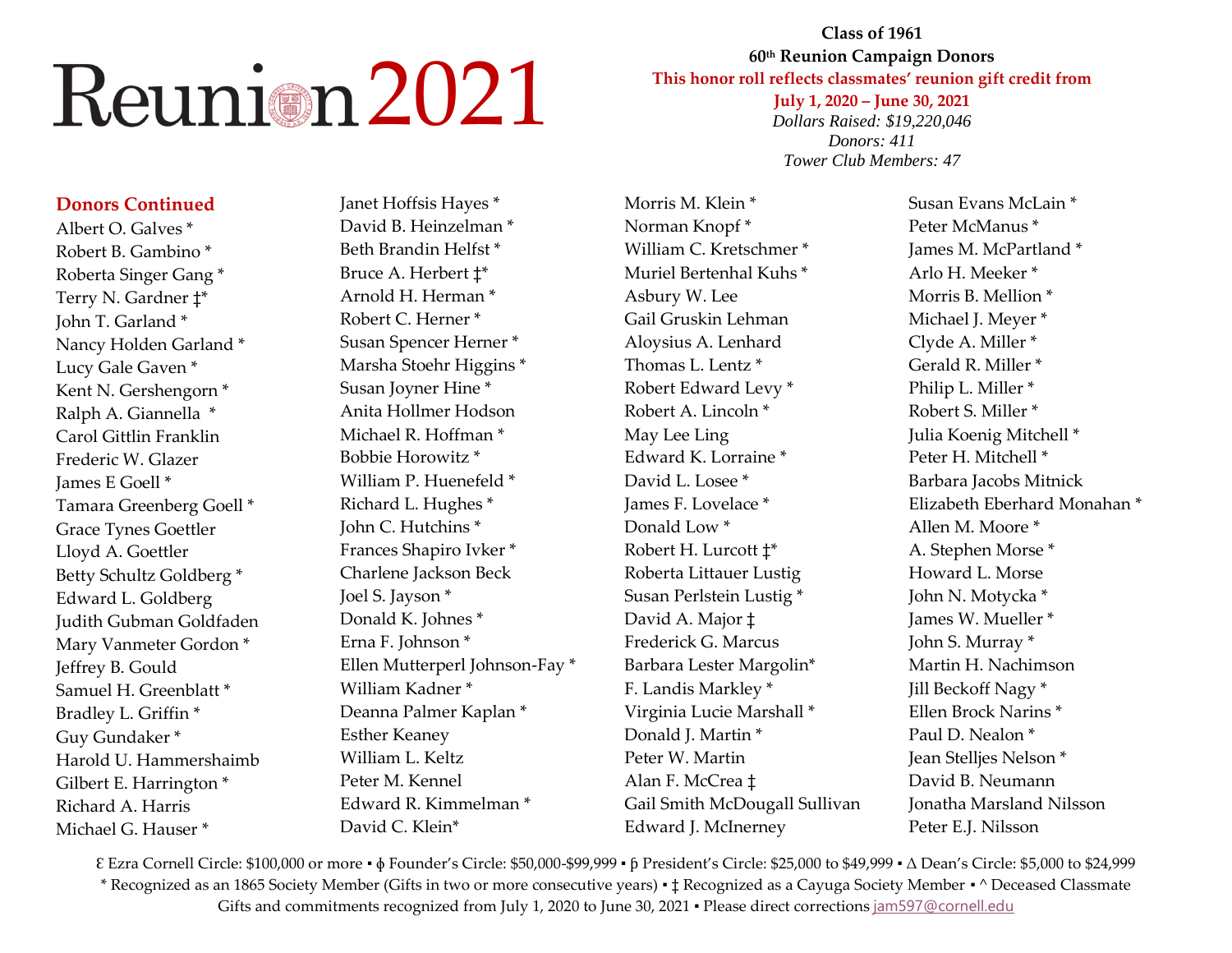# Reunion 2021

**Class of 1961**
**60th Reunion Campaign Donors**
**This honor roll reflects classmates' reunion gift credit from July 1, 2020 – June 30, 2021**
*Dollars Raised: $19,220,046*
*Donors: 411*
*Tower Club Members: 47*

## Donors Continued

Albert O. Galves *
Robert B. Gambino *
Roberta Singer Gang *
Terry N. Gardner ‡*
John T. Garland *
Nancy Holden Garland *
Lucy Gale Gaven *
Kent N. Gershengorn *
Ralph A. Giannella *
Carol Gittlin Franklin
Frederic W. Glazer
James E Goell *
Tamara Greenberg Goell *
Grace Tynes Goettler
Lloyd A. Goettler
Betty Schultz Goldberg *
Edward L. Goldberg
Judith Gubman Goldfaden
Mary Vanmeter Gordon *
Jeffrey B. Gould
Samuel H. Greenblatt *
Bradley L. Griffin *
Guy Gundaker *
Harold U. Hammershaimb
Gilbert E. Harrington *
Richard A. Harris
Michael G. Hauser *
Janet Hoffsis Hayes *
David B. Heinzelman *
Beth Brandin Helfst *
Bruce A. Herbert ‡*
Arnold H. Herman *
Robert C. Herner *
Susan Spencer Herner *
Marsha Stoehr Higgins *
Susan Joyner Hine *
Anita Hollmer Hodson
Michael R. Hoffman *
Bobbie Horowitz *
William P. Huenefeld *
Richard L. Hughes *
John C. Hutchins *
Frances Shapiro Ivker *
Charlene Jackson Beck
Joel S. Jayson *
Donald K. Johnes *
Erna F. Johnson *
Ellen Mutterperl Johnson-Fay *
William Kadner *
Deanna Palmer Kaplan *
Esther Keaney
William L. Keltz
Peter M. Kennel
Edward R. Kimmelman *
David C. Klein*
Morris M. Klein *
Norman Knopf *
William C. Kretschmer *
Muriel Bertenhal Kuhs *
Asbury W. Lee
Gail Gruskin Lehman
Aloysius A. Lenhard
Thomas L. Lentz *
Robert Edward Levy *
Robert A. Lincoln *
May Lee Ling
Edward K. Lorraine *
David L. Losee *
James F. Lovelace *
Donald Low *
Robert H. Lurcott ‡*
Roberta Littauer Lustig
Susan Perlstein Lustig *
David A. Major ‡
Frederick G. Marcus
Barbara Lester Margolin*
F. Landis Markley *
Virginia Lucie Marshall *
Donald J. Martin *
Peter W. Martin
Alan F. McCrea ‡
Gail Smith McDougall Sullivan
Edward J. McInerney
Susan Evans McLain *
Peter McManus *
James M. McPartland *
Arlo H. Meeker *
Morris B. Mellion *
Michael J. Meyer *
Clyde A. Miller *
Gerald R. Miller *
Philip L. Miller *
Robert S. Miller *
Julia Koenig Mitchell *
Peter H. Mitchell *
Barbara Jacobs Mitnick
Elizabeth Eberhard Monahan *
Allen M. Moore *
A. Stephen Morse *
Howard L. Morse
John N. Motycka *
James W. Mueller *
John S. Murray *
Martin H. Nachimson
Jill Beckoff Nagy *
Ellen Brock Narins *
Paul D. Nealon *
Jean Stelljes Nelson *
David B. Neumann
Jonatha Marsland Nilsson
Peter E.J. Nilsson

Ɛ Ezra Cornell Circle: $100,000 or more ▪ ɸ Founder's Circle: $50,000-$99,999 ▪ þ President's Circle: $25,000 to $49,999 ▪ ∆ Dean's Circle: $5,000 to $24,999
* Recognized as an 1865 Society Member (Gifts in two or more consecutive years) ▪ ‡ Recognized as a Cayuga Society Member ▪ ^ Deceased Classmate
Gifts and commitments recognized from July 1, 2020 to June 30, 2021 ▪ Please direct corrections jam597@cornell.edu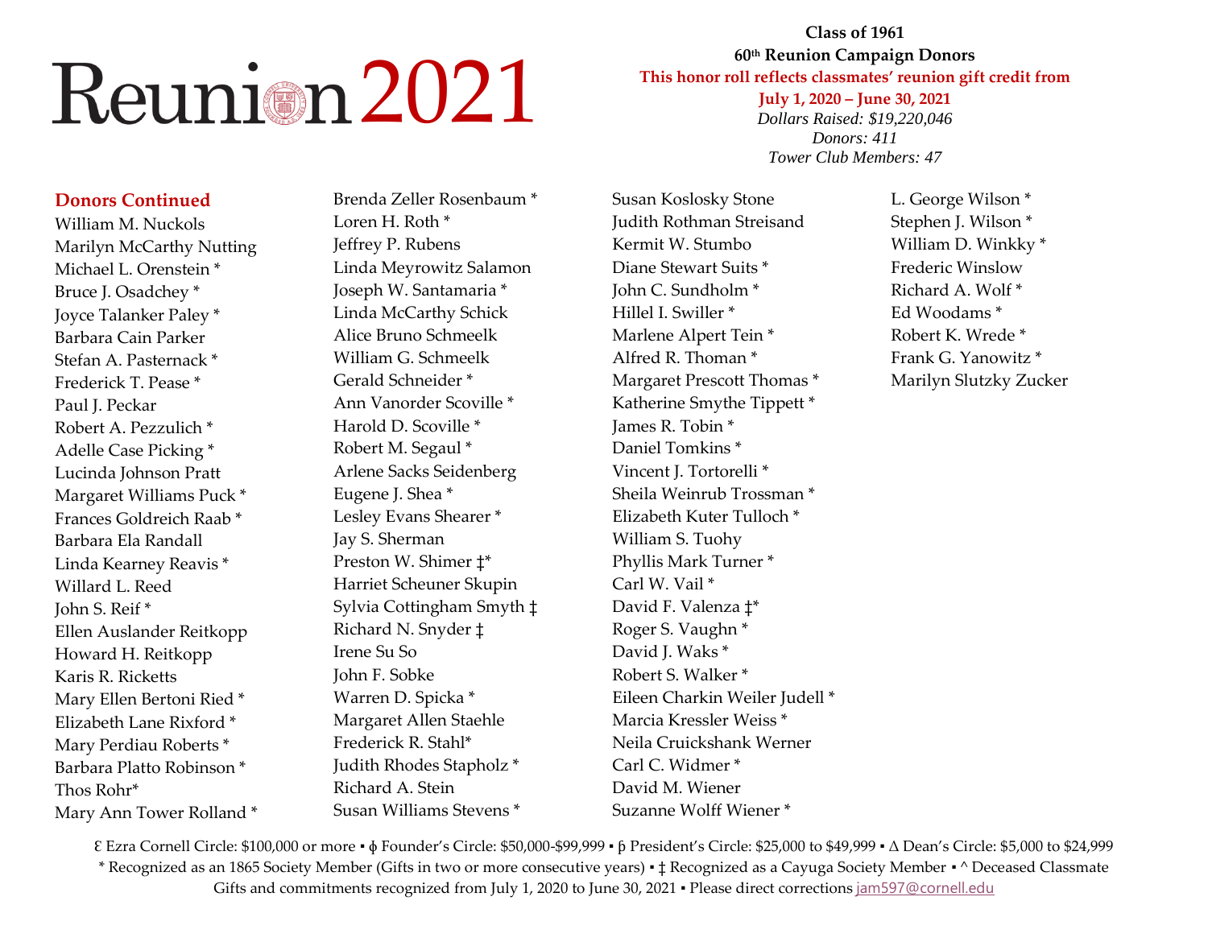Reunion 2021

**Class of 1961**
**60th Reunion Campaign Donors**
**This honor roll reflects classmates' reunion gift credit from July 1, 2020 – June 30, 2021**
*Dollars Raised: $19,220,046*
*Donors: 411*
*Tower Club Members: 47*

## Donors Continued

William M. Nuckols
Marilyn McCarthy Nutting
Michael L. Orenstein *
Bruce J. Osadchey *
Joyce Talanker Paley *
Barbara Cain Parker
Stefan A. Pasternack *
Frederick T. Pease *
Paul J. Peckar
Robert A. Pezzulich *
Adelle Case Picking *
Lucinda Johnson Pratt
Margaret Williams Puck *
Frances Goldreich Raab *
Barbara Ela Randall
Linda Kearney Reavis *
Willard L. Reed
John S. Reif *
Ellen Auslander Reitkopp
Howard H. Reitkopp
Karis R. Ricketts
Mary Ellen Bertoni Ried *
Elizabeth Lane Rixford *
Mary Perdiau Roberts *
Barbara Platto Robinson *
Thos Rohr*
Mary Ann Tower Rolland *
Brenda Zeller Rosenbaum *
Loren H. Roth *
Jeffrey P. Rubens
Linda Meyrowitz Salamon
Joseph W. Santamaria *
Linda McCarthy Schick
Alice Bruno Schmeelk
William G. Schmeelk
Gerald Schneider *
Ann Vanorder Scoville *
Harold D. Scoville *
Robert M. Segaul *
Arlene Sacks Seidenberg
Eugene J. Shea *
Lesley Evans Shearer *
Jay S. Sherman
Preston W. Shimer ‡*
Harriet Scheuner Skupin
Sylvia Cottingham Smyth ‡
Richard N. Snyder ‡
Irene Su So
John F. Sobke
Warren D. Spicka *
Margaret Allen Staehle
Frederick R. Stahl*
Judith Rhodes Stapholz *
Richard A. Stein
Susan Williams Stevens *
Susan Koslosky Stone
Judith Rothman Streisand
Kermit W. Stumbo
Diane Stewart Suits *
John C. Sundholm *
Hillel I. Swiller *
Marlene Alpert Tein *
Alfred R. Thoman *
Margaret Prescott Thomas *
Katherine Smythe Tippett *
James R. Tobin *
Daniel Tomkins *
Vincent J. Tortorelli *
Sheila Weinrub Trossman *
Elizabeth Kuter Tulloch *
William S. Tuohy
Phyllis Mark Turner *
Carl W. Vail *
David F. Valenza ‡*
Roger S. Vaughn *
David J. Waks *
Robert S. Walker *
Eileen Charkin Weiler Judell *
Marcia Kressler Weiss *
Neila Cruickshank Werner
Carl C. Widmer *
David M. Wiener
Suzanne Wolff Wiener *
L. George Wilson *
Stephen J. Wilson *
William D. Winkky *
Frederic Winslow
Richard A. Wolf *
Ed Woodams *
Robert K. Wrede *
Frank G. Yanowitz *
Marilyn Slutzky Zucker

Ɛ Ezra Cornell Circle: $100,000 or more ▪ ɸ Founder's Circle: $50,000-$99,999 ▪ þ President's Circle: $25,000 to $49,999 ▪ Δ Dean's Circle: $5,000 to $24,999
* Recognized as an 1865 Society Member (Gifts in two or more consecutive years) ▪ ‡ Recognized as a Cayuga Society Member ▪ ^ Deceased Classmate
Gifts and commitments recognized from July 1, 2020 to June 30, 2021 ▪ Please direct corrections jam597@cornell.edu